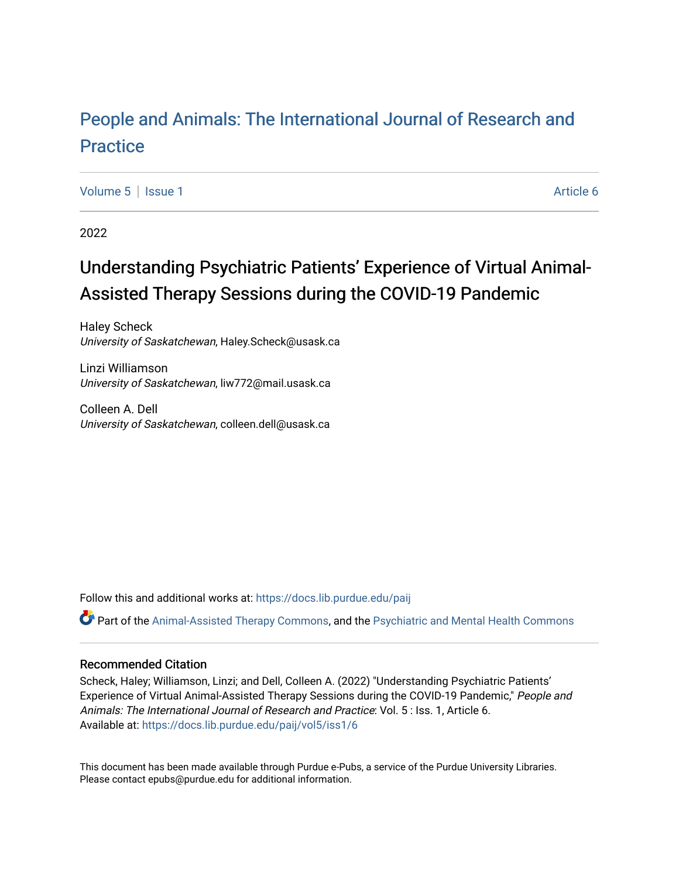# People and Animals: The International Journal of Research and Practice

Volume 5 | Issue 1 Article 6

2022

## Understanding Psychiatric Patients' Experience of Virtual Animal-Assisted Therapy Sessions during the COVID-19 Pandemic

Haley Scheck
*University of Saskatchewan*, Haley.Scheck@usask.ca

Linzi Williamson
*University of Saskatchewan*, liw772@mail.usask.ca

Colleen A. Dell
*University of Saskatchewan*, colleen.dell@usask.ca

Follow this and additional works at: https://docs.lib.purdue.edu/paij

Part of the Animal-Assisted Therapy Commons, and the Psychiatric and Mental Health Commons

### Recommended Citation

Scheck, Haley; Williamson, Linzi; and Dell, Colleen A. (2022) "Understanding Psychiatric Patients' Experience of Virtual Animal-Assisted Therapy Sessions during the COVID-19 Pandemic," *People and Animals: The International Journal of Research and Practice*: Vol. 5 : Iss. 1, Article 6.
Available at: https://docs.lib.purdue.edu/paij/vol5/iss1/6

This document has been made available through Purdue e-Pubs, a service of the Purdue University Libraries. Please contact epubs@purdue.edu for additional information.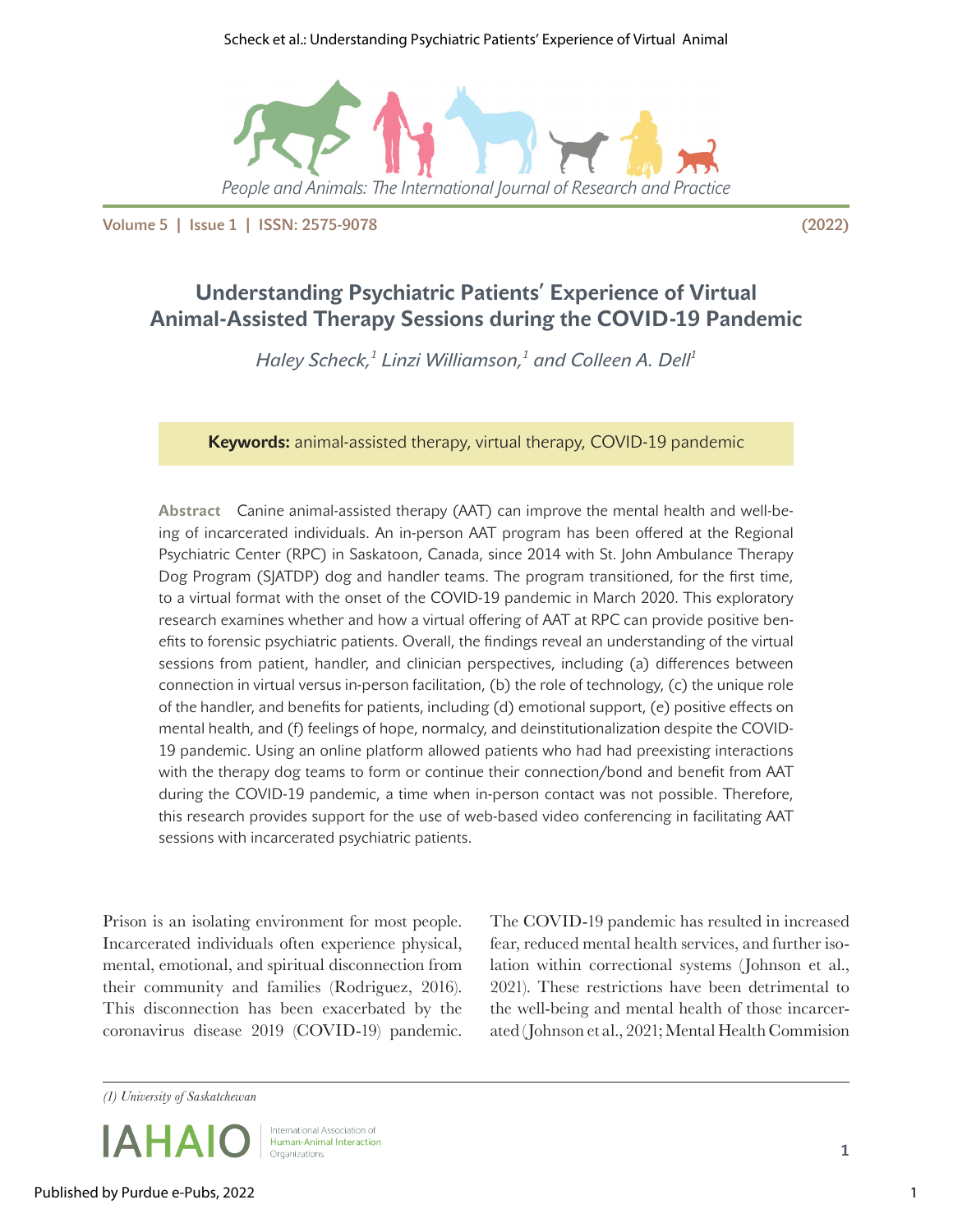# Understanding Psychiatric Patients' Experience of Virtual Animal-Assisted Therapy Sessions during the COVID-19 Pandemic

*Haley Scheck,[1] Linzi Williamson,[1] and Colleen A. Dell[1]*

**Keywords:** animal-assisted therapy, virtual therapy, COVID-19 pandemic

**Abstract** Canine animal-assisted therapy (AAT) can improve the mental health and well-being of incarcerated individuals. An in-person AAT program has been offered at the Regional Psychiatric Center (RPC) in Saskatoon, Canada, since 2014 with St. John Ambulance Therapy Dog Program (SJATDP) dog and handler teams. The program transitioned, for the first time, to a virtual format with the onset of the COVID-19 pandemic in March 2020. This exploratory research examines whether and how a virtual offering of AAT at RPC can provide positive benefits to forensic psychiatric patients. Overall, the findings reveal an understanding of the virtual sessions from patient, handler, and clinician perspectives, including (a) differences between connection in virtual versus in-person facilitation, (b) the role of technology, (c) the unique role of the handler, and benefits for patients, including (d) emotional support, (e) positive effects on mental health, and (f) feelings of hope, normalcy, and deinstitutionalization despite the COVID-19 pandemic. Using an online platform allowed patients who had had preexisting interactions with the therapy dog teams to form or continue their connection/bond and benefit from AAT during the COVID-19 pandemic, a time when in-person contact was not possible. Therefore, this research provides support for the use of web-based video conferencing in facilitating AAT sessions with incarcerated psychiatric patients.

Prison is an isolating environment for most people. Incarcerated individuals often experience physical, mental, emotional, and spiritual disconnection from their community and families (Rodriguez, 2016). This disconnection has been exacerbated by the coronavirus disease 2019 (COVID-19) pandemic. The COVID-19 pandemic has resulted in increased fear, reduced mental health services, and further isolation within correctional systems (Johnson et al., 2021). These restrictions have been detrimental to the well-being and mental health of those incarcerated (Johnson et al., 2021; Mental Health Commision

(1) University of Saskatchewan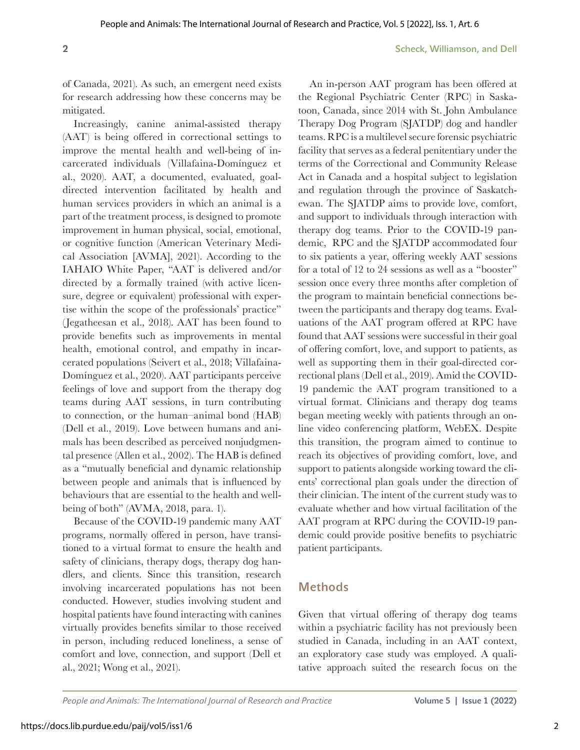of Canada, 2021). As such, an emergent need exists for research addressing how these concerns may be mitigated.

Increasingly, canine animal-assisted therapy (AAT) is being offered in correctional settings to improve the mental health and well-being of incarcerated individuals (Villafaina-Domínguez et al., 2020). AAT, a documented, evaluated, goal-directed intervention facilitated by health and human services providers in which an animal is a part of the treatment process, is designed to promote improvement in human physical, social, emotional, or cognitive function (American Veterinary Medical Association [AVMA], 2021). According to the IAHAIO White Paper, "AAT is delivered and/or directed by a formally trained (with active licensure, degree or equivalent) professional with expertise within the scope of the professionals' practice" (Jegatheesan et al., 2018). AAT has been found to provide benefits such as improvements in mental health, emotional control, and empathy in incarcerated populations (Seivert et al., 2018; Villafaina-Domínguez et al., 2020). AAT participants perceive feelings of love and support from the therapy dog teams during AAT sessions, in turn contributing to connection, or the human–animal bond (HAB) (Dell et al., 2019). Love between humans and animals has been described as perceived nonjudgmental presence (Allen et al., 2002). The HAB is defined as a "mutually beneficial and dynamic relationship between people and animals that is influenced by behaviours that are essential to the health and well-being of both" (AVMA, 2018, para. 1).

Because of the COVID-19 pandemic many AAT programs, normally offered in person, have transitioned to a virtual format to ensure the health and safety of clinicians, therapy dogs, therapy dog handlers, and clients. Since this transition, research involving incarcerated populations has not been conducted. However, studies involving student and hospital patients have found interacting with canines virtually provides benefits similar to those received in person, including reduced loneliness, a sense of comfort and love, connection, and support (Dell et al., 2021; Wong et al., 2021).

An in-person AAT program has been offered at the Regional Psychiatric Center (RPC) in Saskatoon, Canada, since 2014 with St. John Ambulance Therapy Dog Program (SJATDP) dog and handler teams. RPC is a multilevel secure forensic psychiatric facility that serves as a federal penitentiary under the terms of the Correctional and Community Release Act in Canada and a hospital subject to legislation and regulation through the province of Saskatchewan. The SJATDP aims to provide love, comfort, and support to individuals through interaction with therapy dog teams. Prior to the COVID-19 pandemic, RPC and the SJATDP accommodated four to six patients a year, offering weekly AAT sessions for a total of 12 to 24 sessions as well as a "booster" session once every three months after completion of the program to maintain beneficial connections between the participants and therapy dog teams. Evaluations of the AAT program offered at RPC have found that AAT sessions were successful in their goal of offering comfort, love, and support to patients, as well as supporting them in their goal-directed correctional plans (Dell et al., 2019). Amid the COVID-19 pandemic the AAT program transitioned to a virtual format. Clinicians and therapy dog teams began meeting weekly with patients through an online video conferencing platform, WebEX. Despite this transition, the program aimed to continue to reach its objectives of providing comfort, love, and support to patients alongside working toward the clients' correctional plan goals under the direction of their clinician. The intent of the current study was to evaluate whether and how virtual facilitation of the AAT program at RPC during the COVID-19 pandemic could provide positive benefits to psychiatric patient participants.

## Methods

Given that virtual offering of therapy dog teams within a psychiatric facility has not previously been studied in Canada, including in an AAT context, an exploratory case study was employed. A qualitative approach suited the research focus on the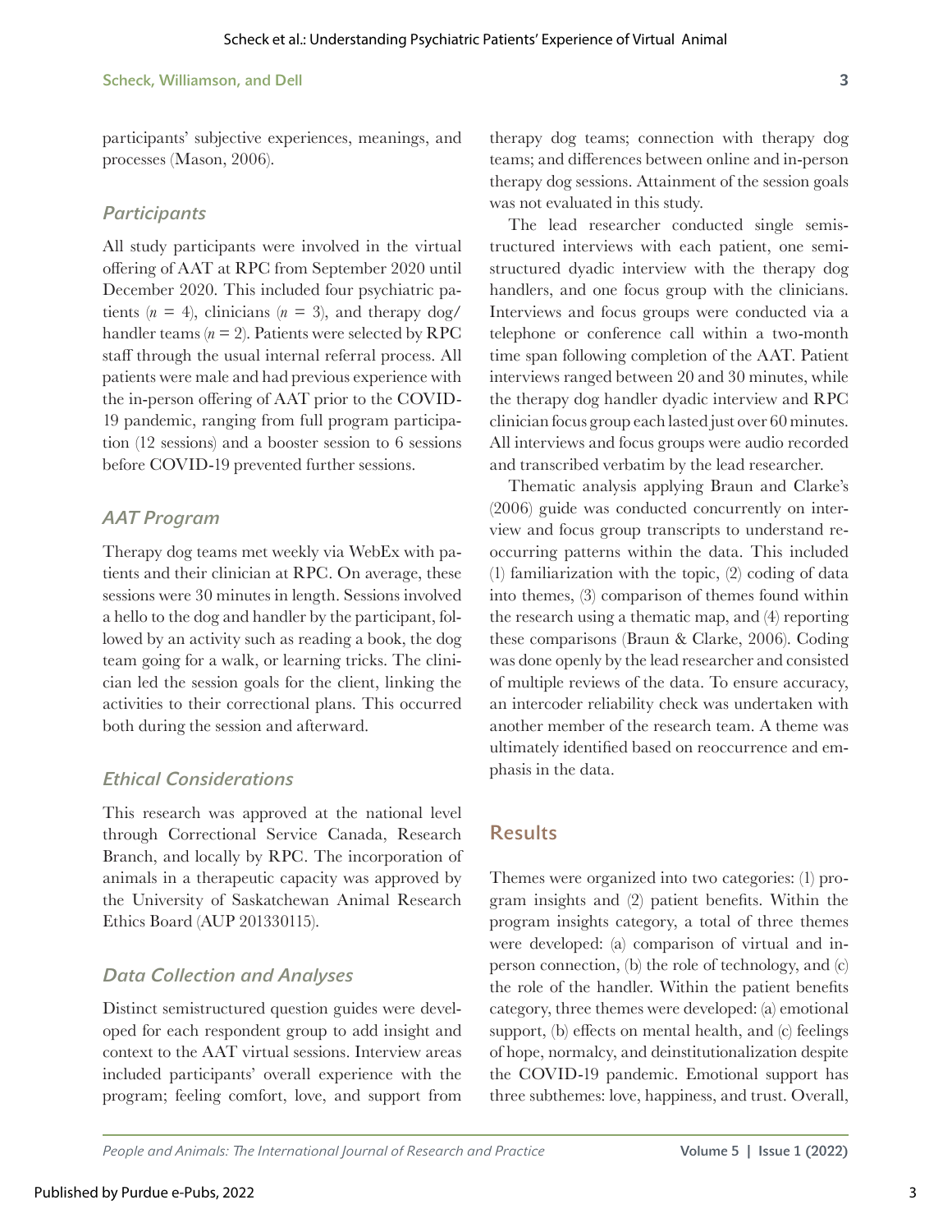participants' subjective experiences, meanings, and processes (Mason, 2006).

### Participants

All study participants were involved in the virtual offering of AAT at RPC from September 2020 until December 2020. This included four psychiatric patients ($n = 4$), clinicians ($n = 3$), and therapy dog/handler teams ($n = 2$). Patients were selected by RPC staff through the usual internal referral process. All patients were male and had previous experience with the in-person offering of AAT prior to the COVID-19 pandemic, ranging from full program participation (12 sessions) and a booster session to 6 sessions before COVID-19 prevented further sessions.

### AAT Program

Therapy dog teams met weekly via WebEx with patients and their clinician at RPC. On average, these sessions were 30 minutes in length. Sessions involved a hello to the dog and handler by the participant, followed by an activity such as reading a book, the dog team going for a walk, or learning tricks. The clinician led the session goals for the client, linking the activities to their correctional plans. This occurred both during the session and afterward.

### Ethical Considerations

This research was approved at the national level through Correctional Service Canada, Research Branch, and locally by RPC. The incorporation of animals in a therapeutic capacity was approved by the University of Saskatchewan Animal Research Ethics Board (AUP 201330115).

### Data Collection and Analyses

Distinct semistructured question guides were developed for each respondent group to add insight and context to the AAT virtual sessions. Interview areas included participants' overall experience with the program; feeling comfort, love, and support from therapy dog teams; connection with therapy dog teams; and differences between online and in-person therapy dog sessions. Attainment of the session goals was not evaluated in this study.

The lead researcher conducted single semistructured interviews with each patient, one semistructured dyadic interview with the therapy dog handlers, and one focus group with the clinicians. Interviews and focus groups were conducted via a telephone or conference call within a two-month time span following completion of the AAT. Patient interviews ranged between 20 and 30 minutes, while the therapy dog handler dyadic interview and RPC clinician focus group each lasted just over 60 minutes. All interviews and focus groups were audio recorded and transcribed verbatim by the lead researcher.

Thematic analysis applying Braun and Clarke's (2006) guide was conducted concurrently on interview and focus group transcripts to understand reoccurring patterns within the data. This included (1) familiarization with the topic, (2) coding of data into themes, (3) comparison of themes found within the research using a thematic map, and (4) reporting these comparisons (Braun & Clarke, 2006). Coding was done openly by the lead researcher and consisted of multiple reviews of the data. To ensure accuracy, an intercoder reliability check was undertaken with another member of the research team. A theme was ultimately identified based on reoccurrence and emphasis in the data.

## Results

Themes were organized into two categories: (1) program insights and (2) patient benefits. Within the program insights category, a total of three themes were developed: (a) comparison of virtual and in-person connection, (b) the role of technology, and (c) the role of the handler. Within the patient benefits category, three themes were developed: (a) emotional support, (b) effects on mental health, and (c) feelings of hope, normalcy, and deinstitutionalization despite the COVID-19 pandemic. Emotional support has three subthemes: love, happiness, and trust. Overall,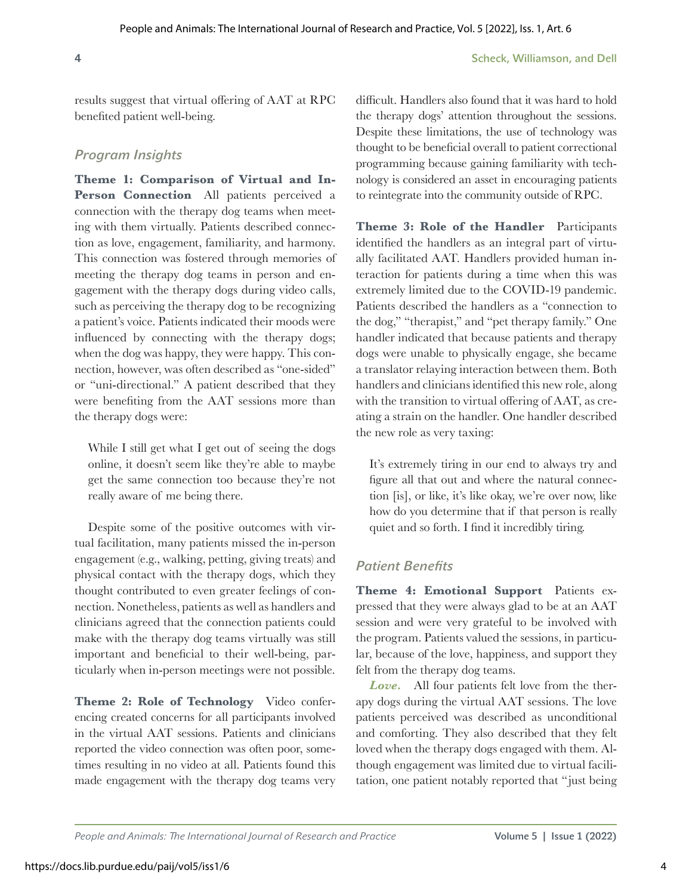results suggest that virtual offering of AAT at RPC benefited patient well-being.

## *Program Insights*

**Theme 1: Comparison of Virtual and In-Person Connection** All patients perceived a connection with the therapy dog teams when meeting with them virtually. Patients described connection as love, engagement, familiarity, and harmony. This connection was fostered through memories of meeting the therapy dog teams in person and engagement with the therapy dogs during video calls, such as perceiving the therapy dog to be recognizing a patient's voice. Patients indicated their moods were influenced by connecting with the therapy dogs; when the dog was happy, they were happy. This connection, however, was often described as "one-sided" or "uni-directional." A patient described that they were benefiting from the AAT sessions more than the therapy dogs were:

> While I still get what I get out of seeing the dogs online, it doesn't seem like they're able to maybe get the same connection too because they're not really aware of me being there.

Despite some of the positive outcomes with virtual facilitation, many patients missed the in-person engagement (e.g., walking, petting, giving treats) and physical contact with the therapy dogs, which they thought contributed to even greater feelings of connection. Nonetheless, patients as well as handlers and clinicians agreed that the connection patients could make with the therapy dog teams virtually was still important and beneficial to their well-being, particularly when in-person meetings were not possible.

**Theme 2: Role of Technology** Video conferencing created concerns for all participants involved in the virtual AAT sessions. Patients and clinicians reported the video connection was often poor, sometimes resulting in no video at all. Patients found this made engagement with the therapy dog teams very difficult. Handlers also found that it was hard to hold the therapy dogs' attention throughout the sessions. Despite these limitations, the use of technology was thought to be beneficial overall to patient correctional programming because gaining familiarity with technology is considered an asset in encouraging patients to reintegrate into the community outside of RPC.

**Theme 3: Role of the Handler** Participants identified the handlers as an integral part of virtually facilitated AAT. Handlers provided human interaction for patients during a time when this was extremely limited due to the COVID-19 pandemic. Patients described the handlers as a "connection to the dog," "therapist," and "pet therapy family." One handler indicated that because patients and therapy dogs were unable to physically engage, she became a translator relaying interaction between them. Both handlers and clinicians identified this new role, along with the transition to virtual offering of AAT, as creating a strain on the handler. One handler described the new role as very taxing:

> It's extremely tiring in our end to always try and figure all that out and where the natural connection [is], or like, it's like okay, we're over now, like how do you determine that if that person is really quiet and so forth. I find it incredibly tiring.

## *Patient Benefits*

**Theme 4: Emotional Support** Patients expressed that they were always glad to be at an AAT session and were very grateful to be involved with the program. Patients valued the sessions, in particular, because of the love, happiness, and support they felt from the therapy dog teams.

***Love.*** All four patients felt love from the therapy dogs during the virtual AAT sessions. The love patients perceived was described as unconditional and comforting. They also described that they felt loved when the therapy dogs engaged with them. Although engagement was limited due to virtual facilitation, one patient notably reported that "just being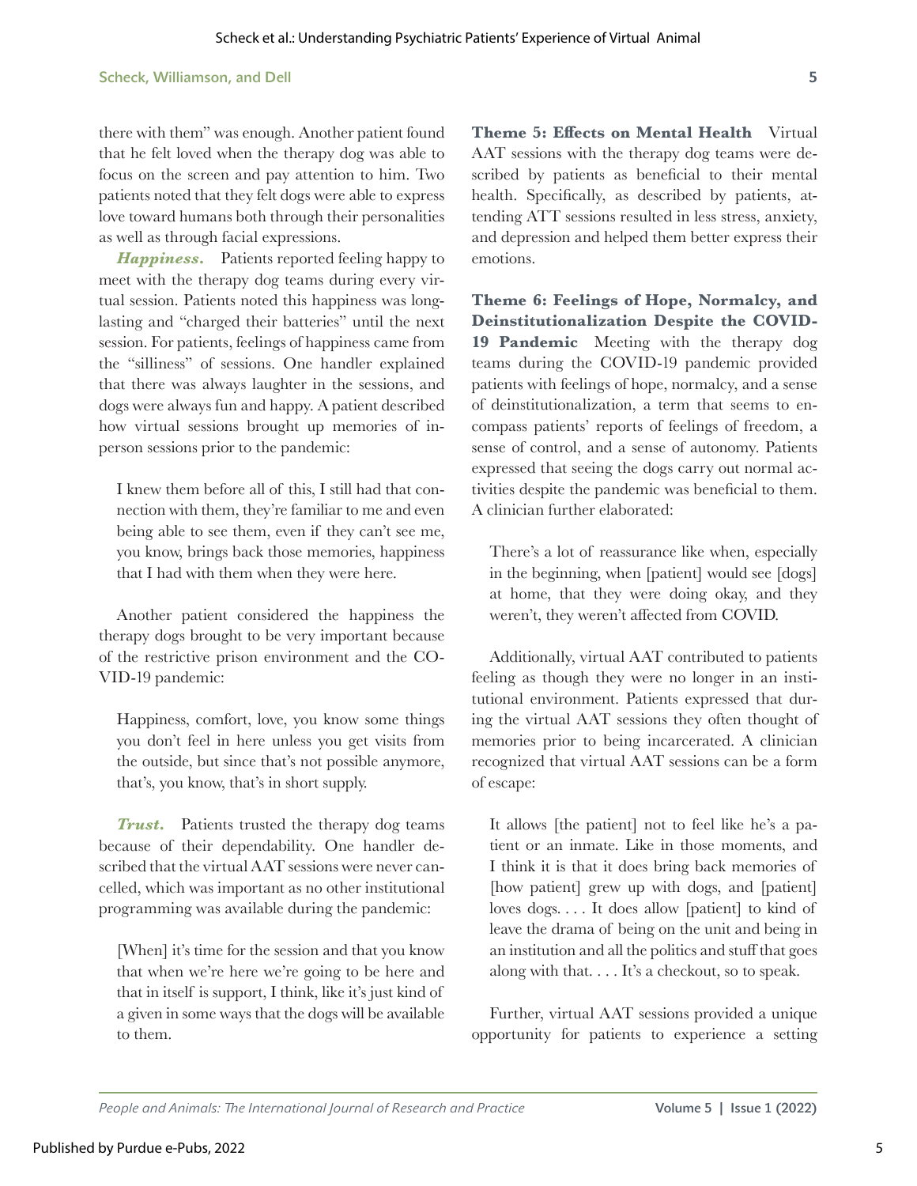there with them" was enough. Another patient found that he felt loved when the therapy dog was able to focus on the screen and pay attention to him. Two patients noted that they felt dogs were able to express love toward humans both through their personalities as well as through facial expressions.

***Happiness.*** Patients reported feeling happy to meet with the therapy dog teams during every virtual session. Patients noted this happiness was long-lasting and "charged their batteries" until the next session. For patients, feelings of happiness came from the "silliness" of sessions. One handler explained that there was always laughter in the sessions, and dogs were always fun and happy. A patient described how virtual sessions brought up memories of in-person sessions prior to the pandemic:

> I knew them before all of this, I still had that connection with them, they're familiar to me and even being able to see them, even if they can't see me, you know, brings back those memories, happiness that I had with them when they were here.

Another patient considered the happiness the therapy dogs brought to be very important because of the restrictive prison environment and the COVID-19 pandemic:

> Happiness, comfort, love, you know some things you don't feel in here unless you get visits from the outside, but since that's not possible anymore, that's, you know, that's in short supply.

***Trust.*** Patients trusted the therapy dog teams because of their dependability. One handler described that the virtual AAT sessions were never cancelled, which was important as no other institutional programming was available during the pandemic:

> [When] it's time for the session and that you know that when we're here we're going to be here and that in itself is support, I think, like it's just kind of a given in some ways that the dogs will be available to them.

**Theme 5: Effects on Mental Health** Virtual AAT sessions with the therapy dog teams were described by patients as beneficial to their mental health. Specifically, as described by patients, attending ATT sessions resulted in less stress, anxiety, and depression and helped them better express their emotions.

**Theme 6: Feelings of Hope, Normalcy, and Deinstitutionalization Despite the COVID-19 Pandemic** Meeting with the therapy dog teams during the COVID-19 pandemic provided patients with feelings of hope, normalcy, and a sense of deinstitutionalization, a term that seems to encompass patients' reports of feelings of freedom, a sense of control, and a sense of autonomy. Patients expressed that seeing the dogs carry out normal activities despite the pandemic was beneficial to them. A clinician further elaborated:

> There's a lot of reassurance like when, especially in the beginning, when [patient] would see [dogs] at home, that they were doing okay, and they weren't, they weren't affected from COVID.

Additionally, virtual AAT contributed to patients feeling as though they were no longer in an institutional environment. Patients expressed that during the virtual AAT sessions they often thought of memories prior to being incarcerated. A clinician recognized that virtual AAT sessions can be a form of escape:

> It allows [the patient] not to feel like he's a patient or an inmate. Like in those moments, and I think it is that it does bring back memories of [how patient] grew up with dogs, and [patient] loves dogs. . . . It does allow [patient] to kind of leave the drama of being on the unit and being in an institution and all the politics and stuff that goes along with that. . . . It's a checkout, so to speak.

Further, virtual AAT sessions provided a unique opportunity for patients to experience a setting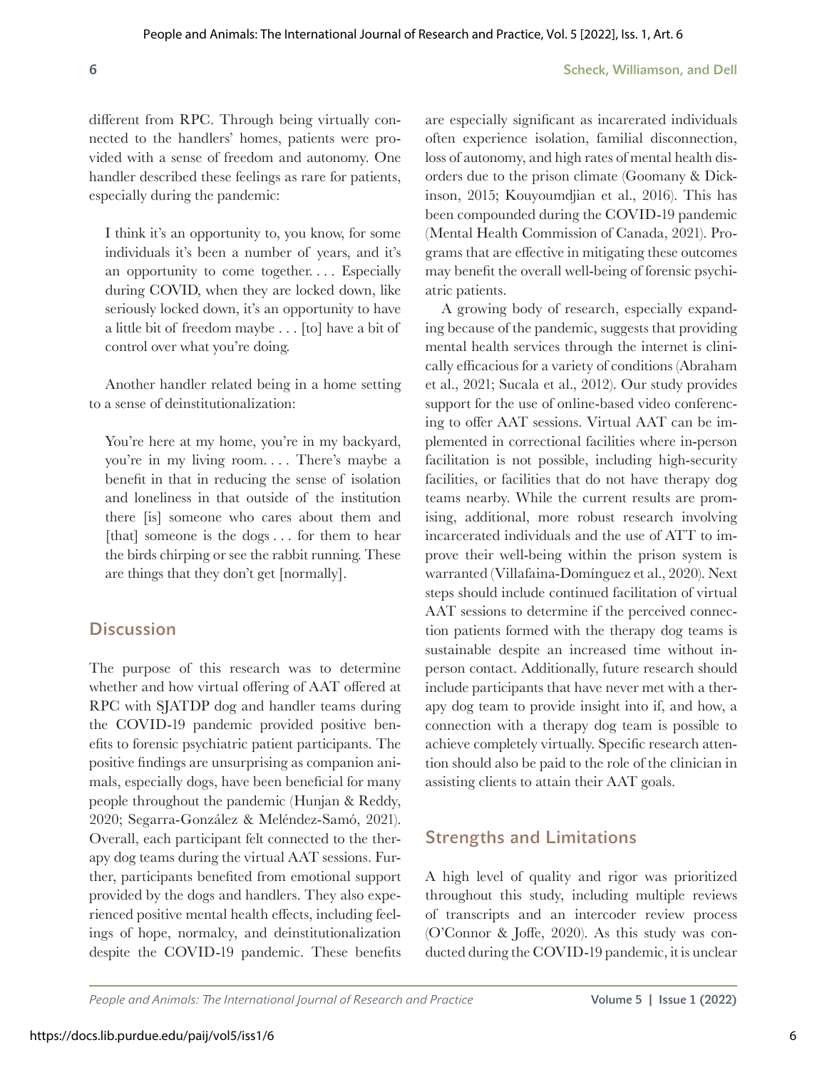different from RPC. Through being virtually connected to the handlers' homes, patients were provided with a sense of freedom and autonomy. One handler described these feelings as rare for patients, especially during the pandemic:

> I think it's an opportunity to, you know, for some individuals it's been a number of years, and it's an opportunity to come together. . . . Especially during COVID, when they are locked down, like seriously locked down, it's an opportunity to have a little bit of freedom maybe . . . [to] have a bit of control over what you're doing.

Another handler related being in a home setting to a sense of deinstitutionalization:

> You're here at my home, you're in my backyard, you're in my living room. . . . There's maybe a benefit in that in reducing the sense of isolation and loneliness in that outside of the institution there [is] someone who cares about them and [that] someone is the dogs . . . for them to hear the birds chirping or see the rabbit running. These are things that they don't get [normally].

## Discussion

The purpose of this research was to determine whether and how virtual offering of AAT offered at RPC with SJATDP dog and handler teams during the COVID-19 pandemic provided positive benefits to forensic psychiatric patient participants. The positive findings are unsurprising as companion animals, especially dogs, have been beneficial for many people throughout the pandemic (Hunjan & Reddy, 2020; Segarra-González & Meléndez-Samó, 2021). Overall, each participant felt connected to the therapy dog teams during the virtual AAT sessions. Further, participants benefited from emotional support provided by the dogs and handlers. They also experienced positive mental health effects, including feelings of hope, normalcy, and deinstitutionalization despite the COVID-19 pandemic. These benefits are especially significant as incarerated individuals often experience isolation, familial disconnection, loss of autonomy, and high rates of mental health disorders due to the prison climate (Goomany & Dickinson, 2015; Kouyoumdjian et al., 2016). This has been compounded during the COVID-19 pandemic (Mental Health Commission of Canada, 2021). Programs that are effective in mitigating these outcomes may benefit the overall well-being of forensic psychiatric patients.

A growing body of research, especially expanding because of the pandemic, suggests that providing mental health services through the internet is clinically efficacious for a variety of conditions (Abraham et al., 2021; Sucala et al., 2012). Our study provides support for the use of online-based video conferencing to offer AAT sessions. Virtual AAT can be implemented in correctional facilities where in-person facilitation is not possible, including high-security facilities, or facilities that do not have therapy dog teams nearby. While the current results are promising, additional, more robust research involving incarcerated individuals and the use of ATT to improve their well-being within the prison system is warranted (Villafaina-Domínguez et al., 2020). Next steps should include continued facilitation of virtual AAT sessions to determine if the perceived connection patients formed with the therapy dog teams is sustainable despite an increased time without in-person contact. Additionally, future research should include participants that have never met with a therapy dog team to provide insight into if, and how, a connection with a therapy dog team is possible to achieve completely virtually. Specific research attention should also be paid to the role of the clinician in assisting clients to attain their AAT goals.

## Strengths and Limitations

A high level of quality and rigor was prioritized throughout this study, including multiple reviews of transcripts and an intercoder review process (O'Connor & Joffe, 2020). As this study was conducted during the COVID-19 pandemic, it is unclear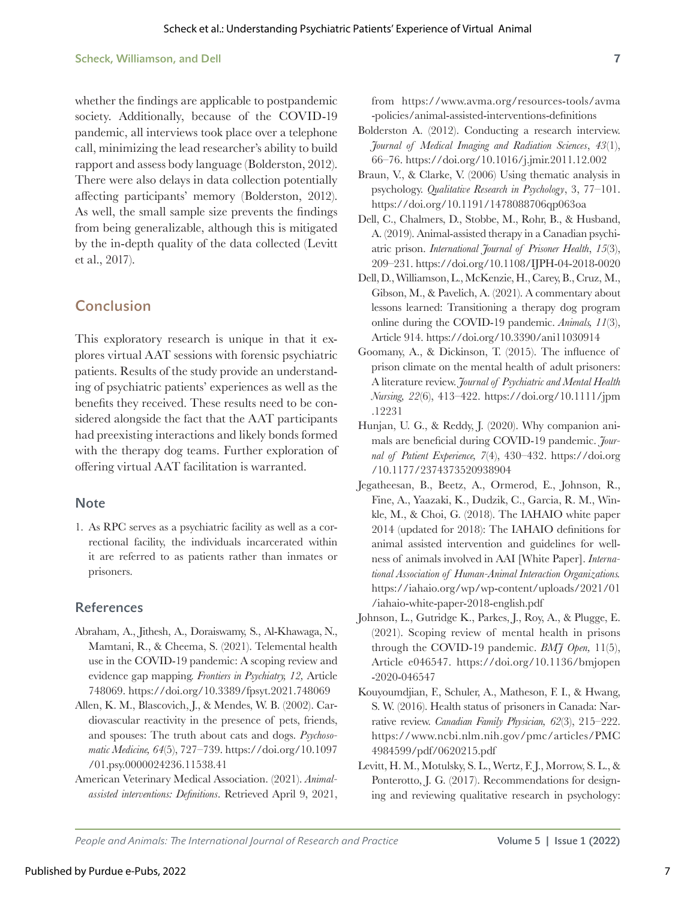whether the findings are applicable to postpandemic society. Additionally, because of the COVID-19 pandemic, all interviews took place over a telephone call, minimizing the lead researcher's ability to build rapport and assess body language (Bolderston, 2012). There were also delays in data collection potentially affecting participants' memory (Bolderston, 2012). As well, the small sample size prevents the findings from being generalizable, although this is mitigated by the in-depth quality of the data collected (Levitt et al., 2017).

## Conclusion

This exploratory research is unique in that it explores virtual AAT sessions with forensic psychiatric patients. Results of the study provide an understanding of psychiatric patients' experiences as well as the benefits they received. These results need to be considered alongside the fact that the AAT participants had preexisting interactions and likely bonds formed with the therapy dog teams. Further exploration of offering virtual AAT facilitation is warranted.

### Note

1. As RPC serves as a psychiatric facility as well as a correctional facility, the individuals incarcerated within it are referred to as patients rather than inmates or prisoners.

### References

Abraham, A., Jithesh, A., Doraiswamy, S., Al-Khawaga, N., Mamtani, R., & Cheema, S. (2021). Telemental health use in the COVID-19 pandemic: A scoping review and evidence gap mapping. *Frontiers in Psychiatry, 12*, Article 748069. https://doi.org/10.3389/fpsyt.2021.748069

Allen, K. M., Blascovich, J., & Mendes, W. B. (2002). Cardiovascular reactivity in the presence of pets, friends, and spouses: The truth about cats and dogs. *Psychosomatic Medicine, 64*(5), 727–739. https://doi.org/10.1097/01.psy.0000024236.11538.41

American Veterinary Medical Association. (2021). *Animal-assisted interventions: Definitions*. Retrieved April 9, 2021, from https://www.avma.org/resources-tools/avma-policies/animal-assisted-interventions-definitions

Bolderston A. (2012). Conducting a research interview. *Journal of Medical Imaging and Radiation Sciences*, *43*(1), 66–76. https://doi.org/10.1016/j.jmir.2011.12.002

Braun, V., & Clarke, V. (2006) Using thematic analysis in psychology. *Qualitative Research in Psychology*, 3, 77–101. https://doi.org/10.1191/1478088706qp063oa

Dell, C., Chalmers, D., Stobbe, M., Rohr, B., & Husband, A. (2019). Animal-assisted therapy in a Canadian psychiatric prison. *International Journal of Prisoner Health*, *15*(3), 209–231. https://doi.org/10.1108/IJPH-04-2018-0020

Dell, D., Williamson, L., McKenzie, H., Carey, B., Cruz, M., Gibson, M., & Pavelich, A. (2021). A commentary about lessons learned: Transitioning a therapy dog program online during the COVID-19 pandemic. *Animals, 11*(3), Article 914. https://doi.org/10.3390/ani11030914

Goomany, A., & Dickinson, T. (2015). The influence of prison climate on the mental health of adult prisoners: A literature review. *Journal of Psychiatric and Mental Health Nursing, 22*(6), 413–422. https://doi.org/10.1111/jpm.12231

Hunjan, U. G., & Reddy, J. (2020). Why companion animals are beneficial during COVID-19 pandemic. *Journal of Patient Experience, 7*(4), 430–432. https://doi.org/10.1177/2374373520938904

Jegatheesan, B., Beetz, A., Ormerod, E., Johnson, R., Fine, A., Yaazaki, K., Dudzik, C., Garcia, R. M., Winkle, M., & Choi, G. (2018). The IAHAIO white paper 2014 (updated for 2018): The IAHAIO definitions for animal assisted intervention and guidelines for wellness of animals involved in AAI [White Paper]. *International Association of Human-Animal Interaction Organizations.* https://iahaio.org/wp/wp-content/uploads/2021/01/iahaio-white-paper-2018-english.pdf

Johnson, L., Gutridge K., Parkes, J., Roy, A., & Plugge, E. (2021). Scoping review of mental health in prisons through the COVID-19 pandemic. *BMJ Open,* 11(5), Article e046547. https://doi.org/10.1136/bmjopen-2020-046547

Kouyoumdjian, F., Schuler, A., Matheson, F. I., & Hwang, S. W. (2016). Health status of prisoners in Canada: Narrative review. *Canadian Family Physician, 62*(3), 215–222. https://www.ncbi.nlm.nih.gov/pmc/articles/PMC4984599/pdf/0620215.pdf

Levitt, H. M., Motulsky, S. L., Wertz, F. J., Morrow, S. L., & Ponterotto, J. G. (2017). Recommendations for designing and reviewing qualitative research in psychology: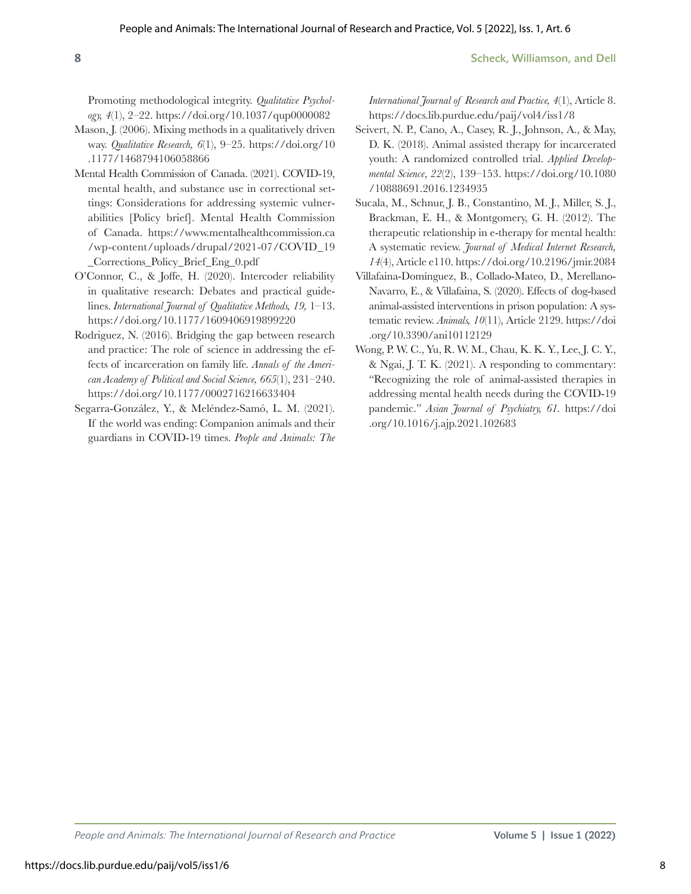Promoting methodological integrity. *Qualitative Psychology, 4*(1), 2–22. https://doi.org/10.1037/qup0000082

Mason, J. (2006). Mixing methods in a qualitatively driven way. *Qualitative Research, 6*(1), 9–25. https://doi.org/10.1177/1468794106058866

Mental Health Commission of Canada. (2021). COVID-19, mental health, and substance use in correctional settings: Considerations for addressing systemic vulnerabilities [Policy brief]. Mental Health Commission of Canada. https://www.mentalhealthcommission.ca/wp-content/uploads/drupal/2021-07/COVID_19_Corrections_Policy_Brief_Eng_0.pdf

O'Connor, C., & Joffe, H. (2020). Intercoder reliability in qualitative research: Debates and practical guidelines. *International Journal of Qualitative Methods, 19,* 1–13. https://doi.org/10.1177/1609406919899220

Rodriguez, N. (2016). Bridging the gap between research and practice: The role of science in addressing the effects of incarceration on family life. *Annals of the American Academy of Political and Social Science, 665*(1), 231–240. https://doi.org/10.1177/0002716216633404

Segarra-González, Y., & Meléndez-Samó, L. M. (2021). If the world was ending: Companion animals and their guardians in COVID-19 times. *People and Animals: The International Journal of Research and Practice, 4*(1), Article 8. https://docs.lib.purdue.edu/paij/vol4/iss1/8

Seivert, N. P., Cano, A., Casey, R. J., Johnson, A., & May, D. K. (2018). Animal assisted therapy for incarcerated youth: A randomized controlled trial. *Applied Developmental Science*, *22*(2), 139–153. https://doi.org/10.1080/10888691.2016.1234935

Sucala, M., Schnur, J. B., Constantino, M. J., Miller, S. J., Brackman, E. H., & Montgomery, G. H. (2012). The therapeutic relationship in e-therapy for mental health: A systematic review. *Journal of Medical Internet Research, 14*(4), Article e110. https://doi.org/10.2196/jmir.2084

Villafaina-Domínguez, B., Collado-Mateo, D., Merellano-Navarro, E., & Villafaina, S. (2020). Effects of dog-based animal-assisted interventions in prison population: A systematic review. *Animals, 10*(11), Article 2129. https://doi.org/10.3390/ani10112129

Wong, P. W. C., Yu, R. W. M., Chau, K. K. Y., Lee, J. C. Y., & Ngai, J. T. K. (2021). A responding to commentary: "Recognizing the role of animal-assisted therapies in addressing mental health needs during the COVID-19 pandemic." *Asian Journal of Psychiatry, 61.* https://doi.org/10.1016/j.ajp.2021.102683